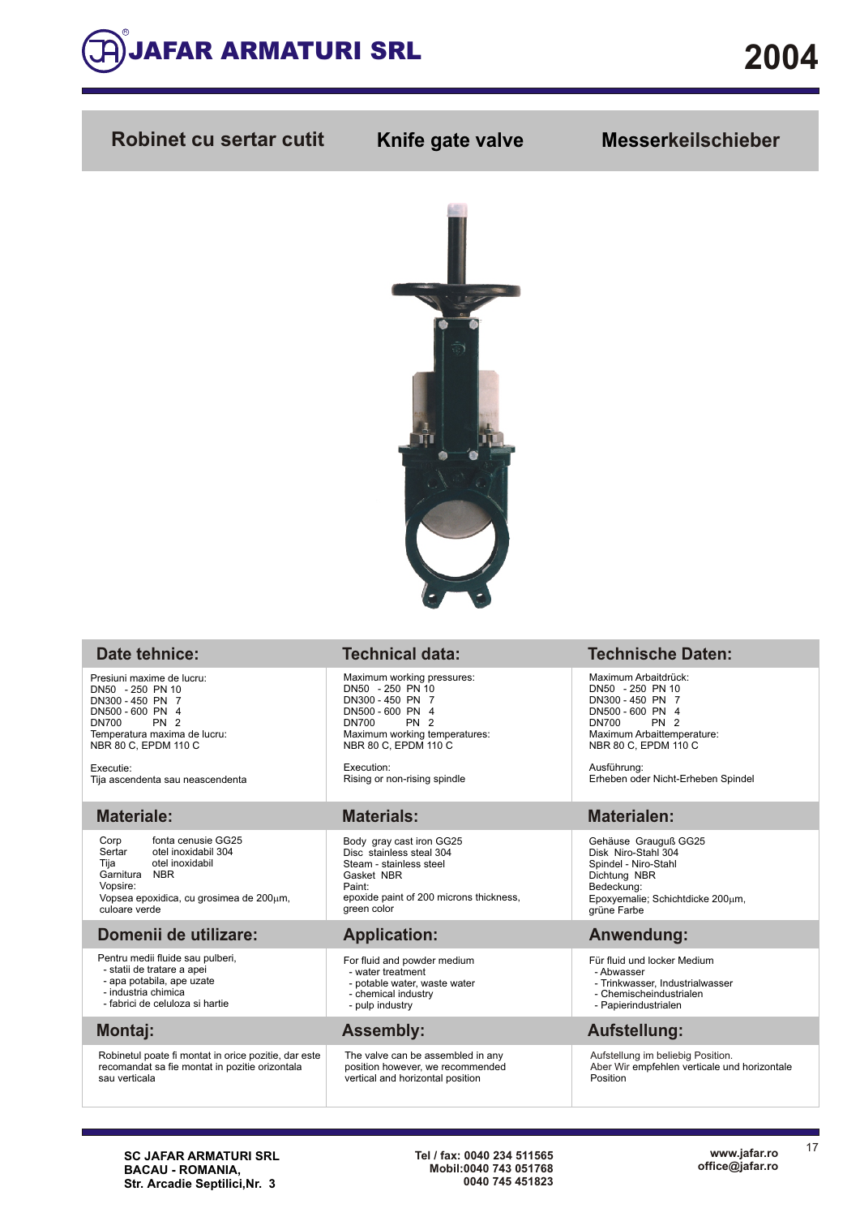# JAFAR ARMATURI SRL

# 2004

| Robinet cu sertar cutit | Knife gate valve | Messerkeilschieber |
|---|---|---|

| Date tehnice: | Technical data: | Technische Daten: |
|---|---|---|
| Presiuni maxime de lucru:<br>DN50 - 250 PN 10<br>DN300 - 450 PN 7<br>DN500 - 600 PN 4<br>DN700 PN 2<br>Temperatura maxima de lucru:<br>NBR 80 C, EPDM 110 C<br><br>Executie:<br>Tija ascendenta sau neascendenta | Maximum working pressures:<br>DN50 - 250 PN 10<br>DN300 - 450 PN 7<br>DN500 - 600 PN 4<br>DN700 PN 2<br>Maximum working temperatures:<br>NBR 80 C, EPDM 110 C<br><br>Execution:<br>Rising or non-rising spindle | Maximum Arbaitdrück:<br>DN50 - 250 PN 10<br>DN300 - 450 PN 7<br>DN500 - 600 PN 4<br>DN700 PN 2<br>Maximum Arbaittemperature:<br>NBR 80 C, EPDM 110 C<br><br>Ausführung:<br>Erheben oder Nicht-Erheben Spindel |
| **Materiale:** | **Materials:** | **Materialen:** |
| Corp fonta cenusie GG25<br>Sertar otel inoxidabil 304<br>Tija otel inoxidabil<br>Garnitura NBR<br>Vopsire:<br>Vopsea epoxidica, cu grosimea de 200µm, culoare verde | Body gray cast iron GG25<br>Disc stainless steal 304<br>Steam - stainless steel<br>Gasket NBR<br>Paint:<br>epoxide paint of 200 microns thickness, green color | Gehäuse Grauguß GG25<br>Disk Niro-Stahl 304<br>Spindel - Niro-Stahl<br>Dichtung NBR<br>Bedeckung:<br>Epoxyemalie; Schichtdicke 200µm, grüne Farbe |
| **Domenii de utilizare:** | **Application:** | **Anwendung:** |
| Pentru medii fluide sau pulberi,<br>- statii de tratare a apei<br>- apa potabila, ape uzate<br>- industria chimica<br>- fabrici de celuloza si hartie | For fluid and powder medium<br>- water treatment<br>- potable water, waste water<br>- chemical industry<br>- pulp industry | Für fluid und locker Medium<br>- Abwasser<br>- Trinkwasser, Industrialwasser<br>- Chemischeindustrialen<br>- Papierindustrialen |
| **Montaj:** | **Assembly:** | **Aufstellung:** |
| Robinetul poate fi montat in orice pozitie, dar este recomandat sa fie montat in pozitie orizontala sau verticala | The valve can be assembled in any position however, we recommended vertical and horizontal position | Aufstellung im beliebig Position.<br>Aber Wir empfehlen verticale und horizontale Position |

**SC JAFAR ARMATURI SRL**
**BACAU - ROMANIA,**
**Str. Arcadie Septilici,Nr. 3**

**Tel / fax: 0040 234 511565**
**Mobil:0040 743 051768**
**0040 745 451823**

**www.jafar.ro**
**office@jafar.ro**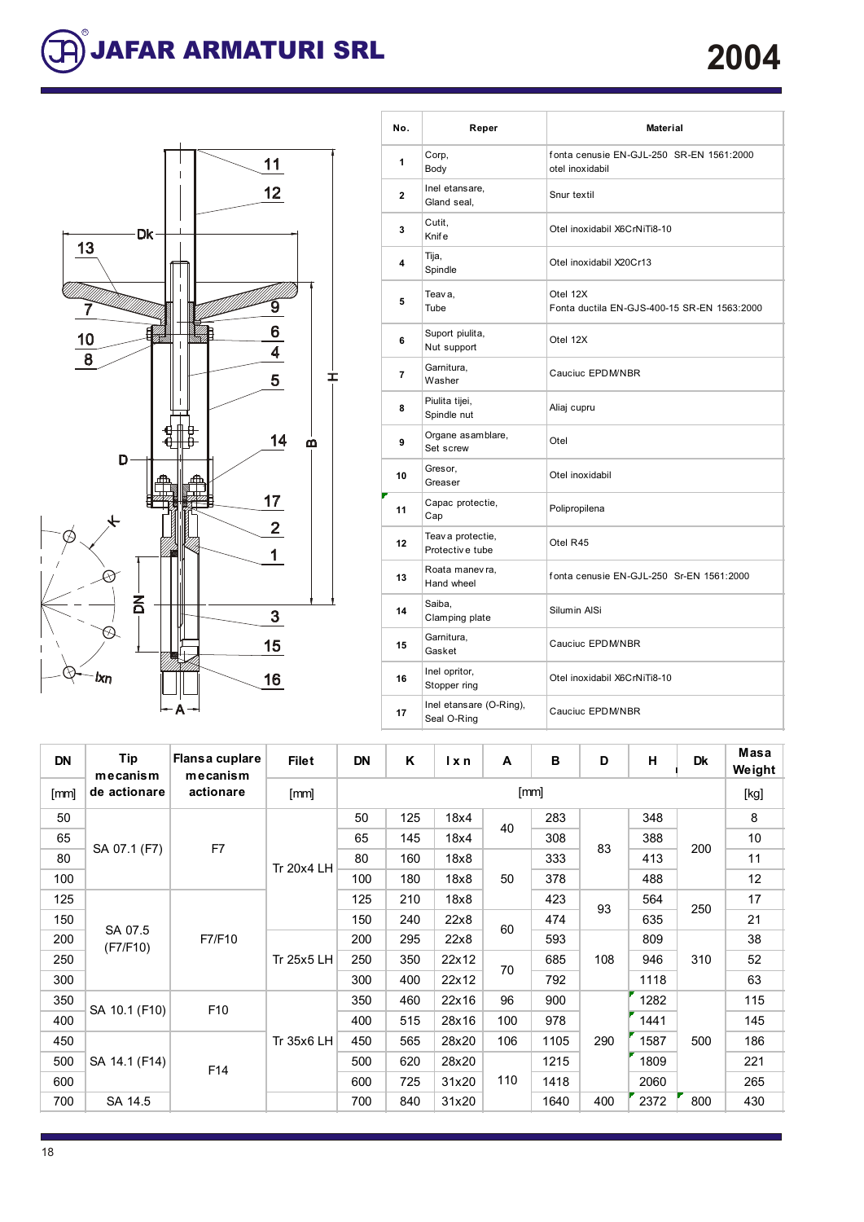# JAFAR ARMATURI SRL

# 2004

| No. | Reper | Material |
|---|---|---|
| 1 | Corp, Body | fonta cenusie EN-GJL-250 SR-EN 1561:2000 otel inoxidabil |
| 2 | Inel etansare, Gland seal, | Snur textil |
| 3 | Cutit, Knife | Otel inoxidabil X6CrNiTi8-10 |
| 4 | Tija, Spindle | Otel inoxidabil X20Cr13 |
| 5 | Teava, Tube | Otel 12X Fonta ductila EN-GJS-400-15 SR-EN 1563:2000 |
| 6 | Suport piulita, Nut support | Otel 12X |
| 7 | Garnitura, Washer | Cauciuc EPDM/NBR |
| 8 | Piulita tijei, Spindle nut | Aliaj cupru |
| 9 | Organe asamblare, Set screw | Otel |
| 10 | Gresor, Greaser | Otel inoxidabil |
| 11 | Capac protectie, Cap | Polipropilena |
| 12 | Teava protectie, Protective tube | Otel R45 |
| 13 | Roata manevra, Hand wheel | fonta cenusie EN-GJL-250 Sr-EN 1561:2000 |
| 14 | Saiba, Clamping plate | Silumin AlSi |
| 15 | Garnitura, Gasket | Cauciuc EPDM/NBR |
| 16 | Inel opritor, Stopper ring | Otel inoxidabil X6CrNiTi8-10 |
| 17 | Inel etansare (O-Ring), Seal O-Ring | Cauciuc EPDM/NBR |

| DN | Tip mecanism de actionare | Flansa cuplare mecanism actionare | Filet | DN | K | I x n | A | B | D | H | Dk | Masa Weight |
|---|---|---|---|---|---|---|---|---|---|---|---|---|
| [mm] | | | [mm] | [mm] | | | | | | | | [kg] |
| 50 | SA 07.1 (F7) | F7 | Tr 20x4 LH | 50 | 125 | 18x4 | 40 | 283 | 83 | 348 | 200 | 8 |
| 65 | | | | 65 | 145 | 18x4 | | 308 | | 388 | | 10 |
| 80 | | | | 80 | 160 | 18x8 | | 333 | | 413 | | 11 |
| 100 | | | | 100 | 180 | 18x8 | 50 | 378 | | 488 | | 12 |
| 125 | SA 07.5 (F7/F10) | F7/F10 | | 125 | 210 | 18x8 | 60 | 423 | 93 | 564 | 250 | 17 |
| 150 | | | | 150 | 240 | 22x8 | | 474 | | 635 | | 21 |
| 200 | | | Tr 25x5 LH | 200 | 295 | 22x8 | | 593 | 108 | 809 | 310 | 38 |
| 250 | | | | 250 | 350 | 22x12 | 70 | 685 | | 946 | | 52 |
| 300 | | | | 300 | 400 | 22x12 | | 792 | | 1118 | | 63 |
| 350 | SA 10.1 (F10) | F10 | Tr 35x6 LH | 350 | 460 | 22x16 | 96 | 900 | 290 | 1282 | 500 | 115 |
| 400 | | | | 400 | 515 | 28x16 | 100 | 978 | | 1441 | | 145 |
| 450 | SA 14.1 (F14) | F14 | | 450 | 565 | 28x20 | 106 | 1105 | | 1587 | | 186 |
| 500 | | | | 500 | 620 | 28x20 | 110 | 1215 | | 1809 | | 221 |
| 600 | | | | 600 | 725 | 31x20 | | 1418 | | 2060 | | 265 |
| 700 | SA 14.5 | | | 700 | 840 | 31x20 | | 1640 | 400 | 2372 | 800 | 430 |